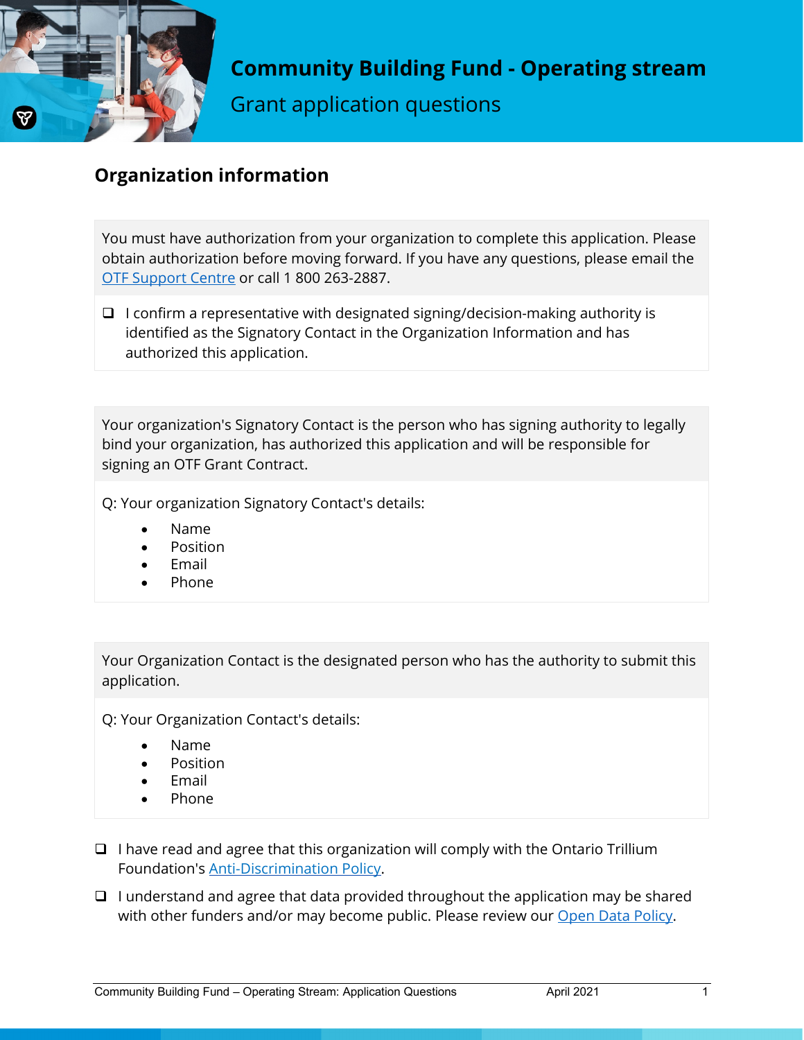# Community Building Fund - Operating stream

## Grant application questions

## Organization information

You must have authorization from your organization to complete this application. Please obtain authorization before moving forward. If you have any questions, please email the OTF Support Centre or call 1 800 263-2887.

- [ ] I confirm a representative with designated signing/decision-making authority is identified as the Signatory Contact in the Organization Information and has authorized this application.

Your organization's Signatory Contact is the person who has signing authority to legally bind your organization, has authorized this application and will be responsible for signing an OTF Grant Contract.

Q: Your organization Signatory Contact's details:

- Name
- Position
- Email
- Phone

Your Organization Contact is the designated person who has the authority to submit this application.

Q: Your Organization Contact's details:

- Name
- Position
- Email
- Phone

- [ ] I have read and agree that this organization will comply with the Ontario Trillium Foundation's Anti-Discrimination Policy.
- [ ] I understand and agree that data provided throughout the application may be shared with other funders and/or may become public. Please review our Open Data Policy.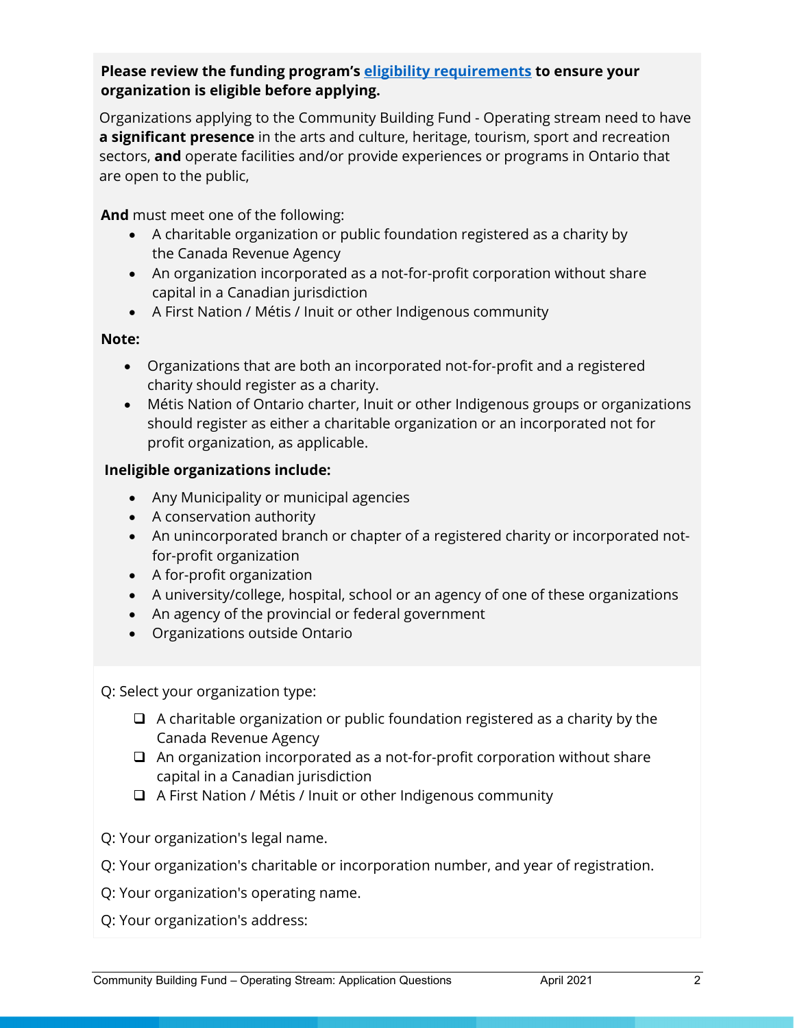**Please review the funding program's [eligibility requirements](#) to ensure your organization is eligible before applying.**

Organizations applying to the Community Building Fund - Operating stream need to have **a significant presence** in the arts and culture, heritage, tourism, sport and recreation sectors, **and** operate facilities and/or provide experiences or programs in Ontario that are open to the public,

**And** must meet one of the following:

- A charitable organization or public foundation registered as a charity by the Canada Revenue Agency
- An organization incorporated as a not-for-profit corporation without share capital in a Canadian jurisdiction
- A First Nation / Métis / Inuit or other Indigenous community

**Note:**

- Organizations that are both an incorporated not-for-profit and a registered charity should register as a charity.
- Métis Nation of Ontario charter, Inuit or other Indigenous groups or organizations should register as either a charitable organization or an incorporated not for profit organization, as applicable.

**Ineligible organizations include:**

- Any Municipality or municipal agencies
- A conservation authority
- An unincorporated branch or chapter of a registered charity or incorporated not-for-profit organization
- A for-profit organization
- A university/college, hospital, school or an agency of one of these organizations
- An agency of the provincial or federal government
- Organizations outside Ontario

Q: Select your organization type:

- ❑ A charitable organization or public foundation registered as a charity by the Canada Revenue Agency
- ❑ An organization incorporated as a not-for-profit corporation without share capital in a Canadian jurisdiction
- ❑ A First Nation / Métis / Inuit or other Indigenous community

Q: Your organization's legal name.

Q: Your organization's charitable or incorporation number, and year of registration.

Q: Your organization's operating name.

Q: Your organization's address: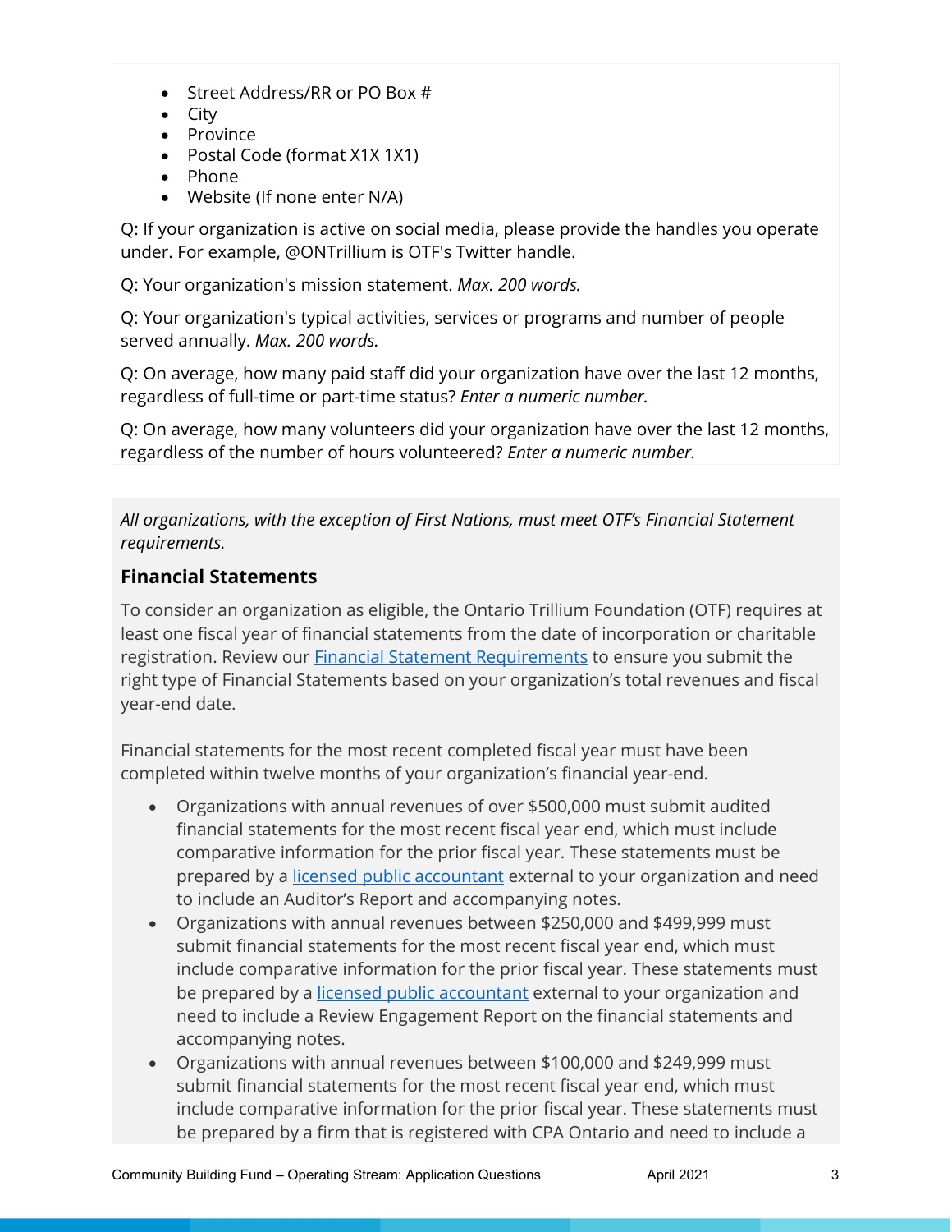- Street Address/RR or PO Box #
- City
- Province
- Postal Code (format X1X 1X1)
- Phone
- Website (If none enter N/A)

Q: If your organization is active on social media, please provide the handles you operate under. For example, @ONTrillium is OTF's Twitter handle.

Q: Your organization's mission statement. *Max. 200 words.*

Q: Your organization's typical activities, services or programs and number of people served annually. *Max. 200 words.*

Q: On average, how many paid staff did your organization have over the last 12 months, regardless of full-time or part-time status? *Enter a numeric number.*

Q: On average, how many volunteers did your organization have over the last 12 months, regardless of the number of hours volunteered? *Enter a numeric number.*

*All organizations, with the exception of First Nations, must meet OTF's Financial Statement requirements.*

### Financial Statements

To consider an organization as eligible, the Ontario Trillium Foundation (OTF) requires at least one fiscal year of financial statements from the date of incorporation or charitable registration. Review our Financial Statement Requirements to ensure you submit the right type of Financial Statements based on your organization's total revenues and fiscal year-end date.

Financial statements for the most recent completed fiscal year must have been completed within twelve months of your organization's financial year-end.

- Organizations with annual revenues of over $500,000 must submit audited financial statements for the most recent fiscal year end, which must include comparative information for the prior fiscal year. These statements must be prepared by a licensed public accountant external to your organization and need to include an Auditor's Report and accompanying notes.
- Organizations with annual revenues between $250,000 and $499,999 must submit financial statements for the most recent fiscal year end, which must include comparative information for the prior fiscal year. These statements must be prepared by a licensed public accountant external to your organization and need to include a Review Engagement Report on the financial statements and accompanying notes.
- Organizations with annual revenues between $100,000 and $249,999 must submit financial statements for the most recent fiscal year end, which must include comparative information for the prior fiscal year. These statements must be prepared by a firm that is registered with CPA Ontario and need to include a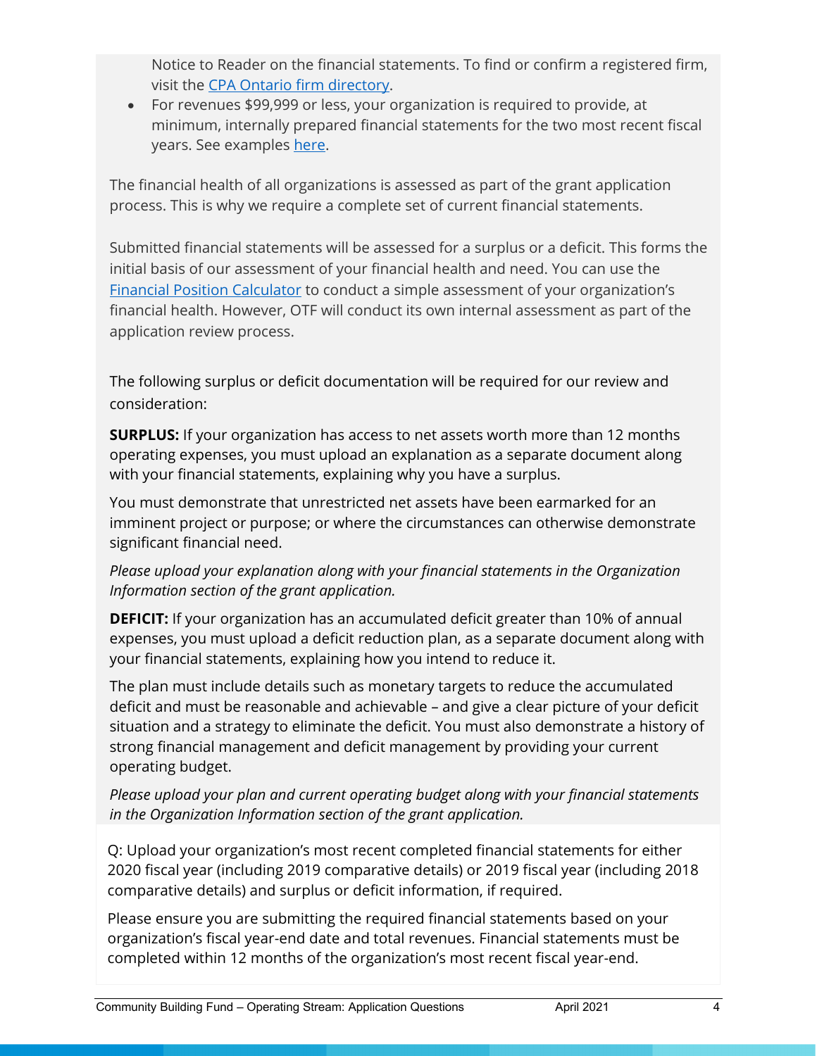Notice to Reader on the financial statements. To find or confirm a registered firm, visit the [CPA Ontario firm directory](#).

- For revenues $99,999 or less, your organization is required to provide, at minimum, internally prepared financial statements for the two most recent fiscal years. See examples [here](#).

The financial health of all organizations is assessed as part of the grant application process. This is why we require a complete set of current financial statements.

Submitted financial statements will be assessed for a surplus or a deficit. This forms the initial basis of our assessment of your financial health and need. You can use the [Financial Position Calculator](#) to conduct a simple assessment of your organization's financial health. However, OTF will conduct its own internal assessment as part of the application review process.

The following surplus or deficit documentation will be required for our review and consideration:

**SURPLUS:** If your organization has access to net assets worth more than 12 months operating expenses, you must upload an explanation as a separate document along with your financial statements, explaining why you have a surplus.

You must demonstrate that unrestricted net assets have been earmarked for an imminent project or purpose; or where the circumstances can otherwise demonstrate significant financial need.

*Please upload your explanation along with your financial statements in the Organization Information section of the grant application.*

**DEFICIT:** If your organization has an accumulated deficit greater than 10% of annual expenses, you must upload a deficit reduction plan, as a separate document along with your financial statements, explaining how you intend to reduce it.

The plan must include details such as monetary targets to reduce the accumulated deficit and must be reasonable and achievable – and give a clear picture of your deficit situation and a strategy to eliminate the deficit. You must also demonstrate a history of strong financial management and deficit management by providing your current operating budget.

*Please upload your plan and current operating budget along with your financial statements in the Organization Information section of the grant application.*

Q: Upload your organization's most recent completed financial statements for either 2020 fiscal year (including 2019 comparative details) or 2019 fiscal year (including 2018 comparative details) and surplus or deficit information, if required.

Please ensure you are submitting the required financial statements based on your organization's fiscal year-end date and total revenues. Financial statements must be completed within 12 months of the organization's most recent fiscal year-end.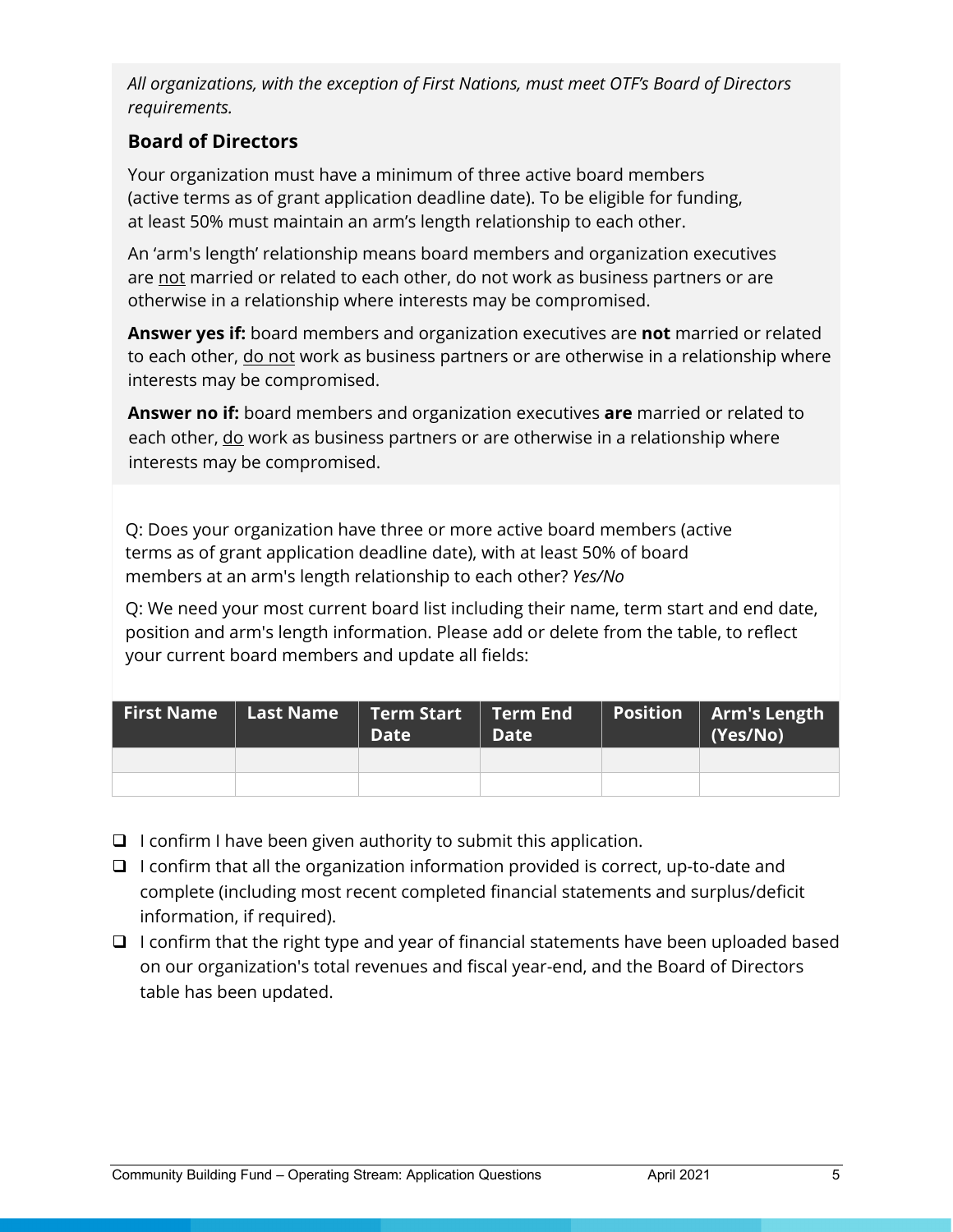*All organizations, with the exception of First Nations, must meet OTF's Board of Directors requirements.*

### Board of Directors

Your organization must have a minimum of three active board members (active terms as of grant application deadline date). To be eligible for funding, at least 50% must maintain an arm's length relationship to each other.

An 'arm's length' relationship means board members and organization executives are <u>not</u> married or related to each other, do not work as business partners or are otherwise in a relationship where interests may be compromised.

**Answer yes if:** board members and organization executives are **not** married or related to each other, <u>do not</u> work as business partners or are otherwise in a relationship where interests may be compromised.

**Answer no if:** board members and organization executives **are** married or related to each other, <u>do</u> work as business partners or are otherwise in a relationship where interests may be compromised.

Q: Does your organization have three or more active board members (active terms as of grant application deadline date), with at least 50% of board members at an arm's length relationship to each other? *Yes/No*

Q: We need your most current board list including their name, term start and end date, position and arm's length information. Please add or delete from the table, to reflect your current board members and update all fields:

| First Name | Last Name | Term Start Date | Term End Date | Position | Arm's Length (Yes/No) |
|---|---|---|---|---|---|
| | | | | | |
| | | | | | |

- ❑ I confirm I have been given authority to submit this application.
- ❑ I confirm that all the organization information provided is correct, up-to-date and complete (including most recent completed financial statements and surplus/deficit information, if required).
- ❑ I confirm that the right type and year of financial statements have been uploaded based on our organization's total revenues and fiscal year-end, and the Board of Directors table has been updated.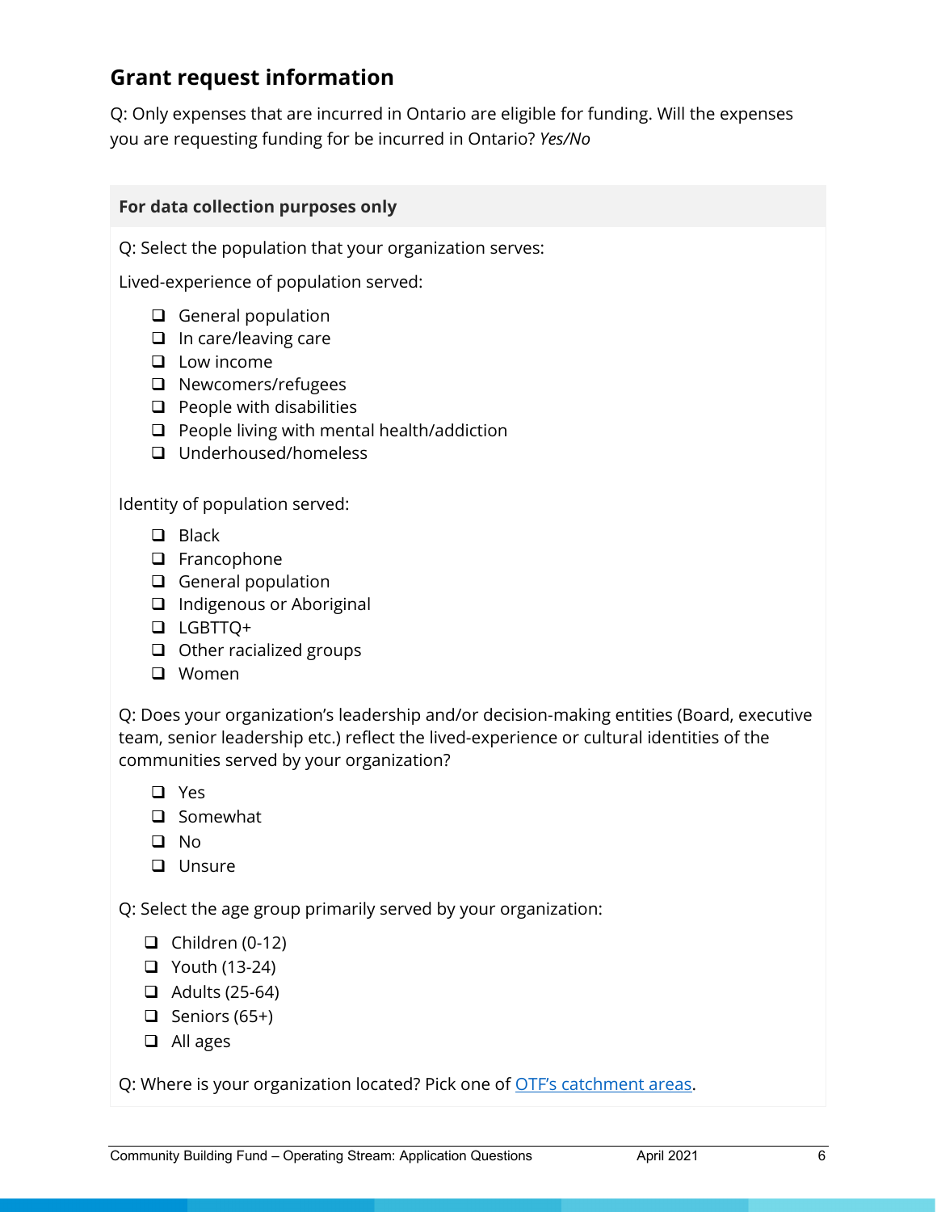## Grant request information

Q: Only expenses that are incurred in Ontario are eligible for funding. Will the expenses you are requesting funding for be incurred in Ontario? *Yes/No*

**For data collection purposes only**

Q: Select the population that your organization serves:

Lived-experience of population served:

- ❑ General population
- ❑ In care/leaving care
- ❑ Low income
- ❑ Newcomers/refugees
- ❑ People with disabilities
- ❑ People living with mental health/addiction
- ❑ Underhoused/homeless

Identity of population served:

- ❑ Black
- ❑ Francophone
- ❑ General population
- ❑ Indigenous or Aboriginal
- ❑ LGBTTQ+
- ❑ Other racialized groups
- ❑ Women

Q: Does your organization's leadership and/or decision-making entities (Board, executive team, senior leadership etc.) reflect the lived-experience or cultural identities of the communities served by your organization?

- ❑ Yes
- ❑ Somewhat
- ❑ No
- ❑ Unsure

Q: Select the age group primarily served by your organization:

- ❑ Children (0-12)
- ❑ Youth (13-24)
- ❑ Adults (25-64)
- ❑ Seniors (65+)
- ❑ All ages

Q: Where is your organization located? Pick one of OTF's catchment areas.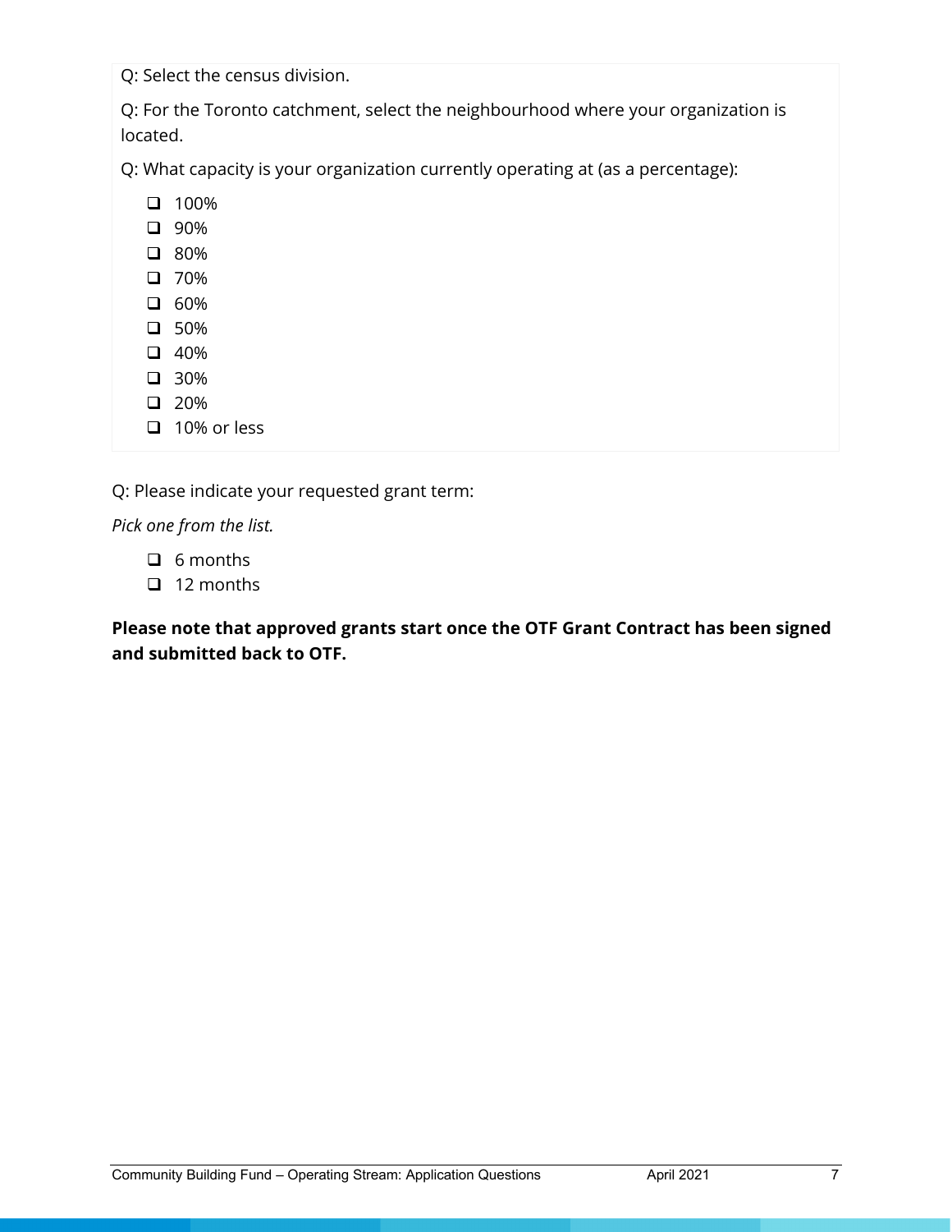Q: Select the census division.

Q: For the Toronto catchment, select the neighbourhood where your organization is located.

Q: What capacity is your organization currently operating at (as a percentage):

- ❑ 100%
- ❑ 90%
- ❑ 80%
- ❑ 70%
- ❑ 60%
- ❑ 50%
- ❑ 40%
- ❑ 30%
- ❑ 20%
- ❑ 10% or less

Q: Please indicate your requested grant term:

*Pick one from the list.*

- ❑ 6 months
- ❑ 12 months

**Please note that approved grants start once the OTF Grant Contract has been signed and submitted back to OTF.**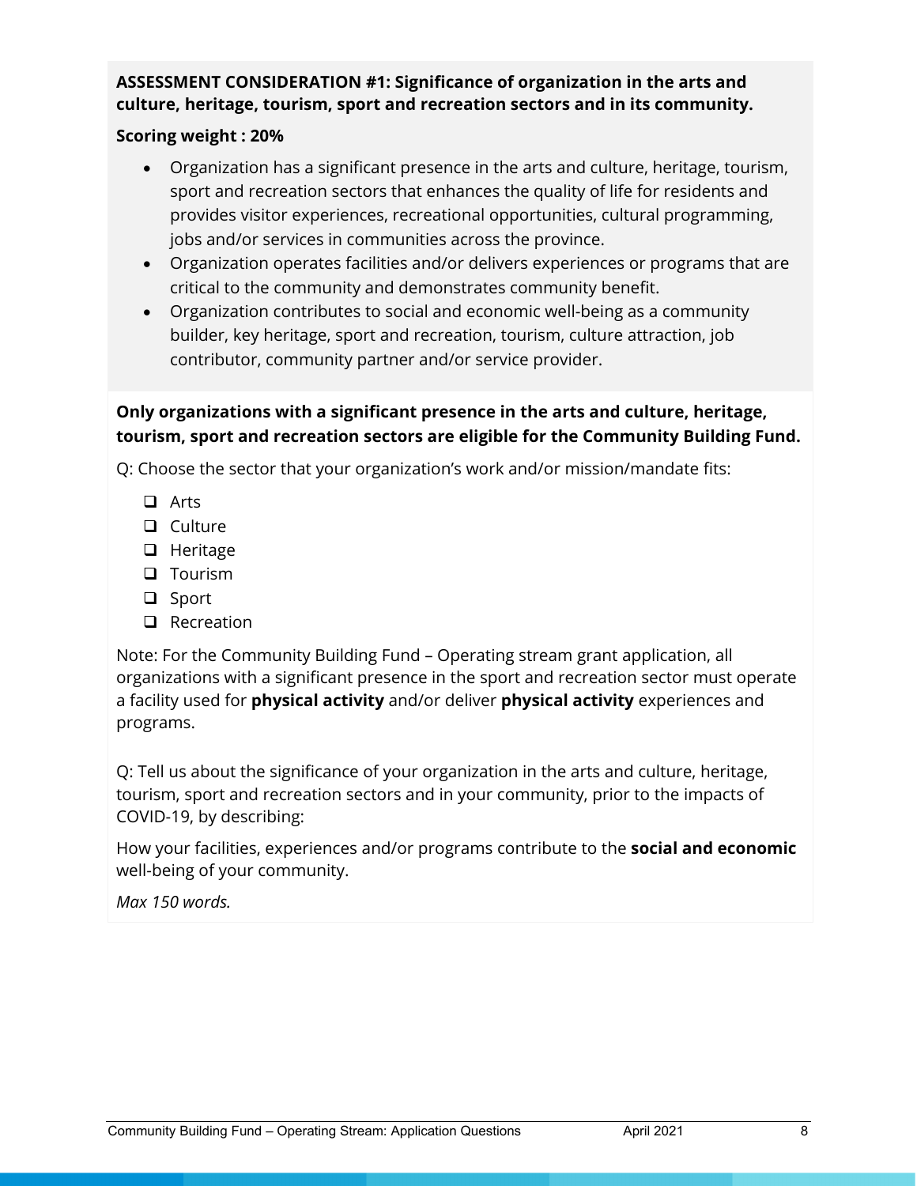**ASSESSMENT CONSIDERATION #1: Significance of organization in the arts and culture, heritage, tourism, sport and recreation sectors and in its community.**

**Scoring weight : 20%**

- Organization has a significant presence in the arts and culture, heritage, tourism, sport and recreation sectors that enhances the quality of life for residents and provides visitor experiences, recreational opportunities, cultural programming, jobs and/or services in communities across the province.
- Organization operates facilities and/or delivers experiences or programs that are critical to the community and demonstrates community benefit.
- Organization contributes to social and economic well-being as a community builder, key heritage, sport and recreation, tourism, culture attraction, job contributor, community partner and/or service provider.

**Only organizations with a significant presence in the arts and culture, heritage, tourism, sport and recreation sectors are eligible for the Community Building Fund.**

Q: Choose the sector that your organization's work and/or mission/mandate fits:

- [ ] Arts
- [ ] Culture
- [ ] Heritage
- [ ] Tourism
- [ ] Sport
- [ ] Recreation

Note: For the Community Building Fund – Operating stream grant application, all organizations with a significant presence in the sport and recreation sector must operate a facility used for **physical activity** and/or deliver **physical activity** experiences and programs.

Q: Tell us about the significance of your organization in the arts and culture, heritage, tourism, sport and recreation sectors and in your community, prior to the impacts of COVID-19, by describing:

How your facilities, experiences and/or programs contribute to the **social and economic** well-being of your community.

*Max 150 words.*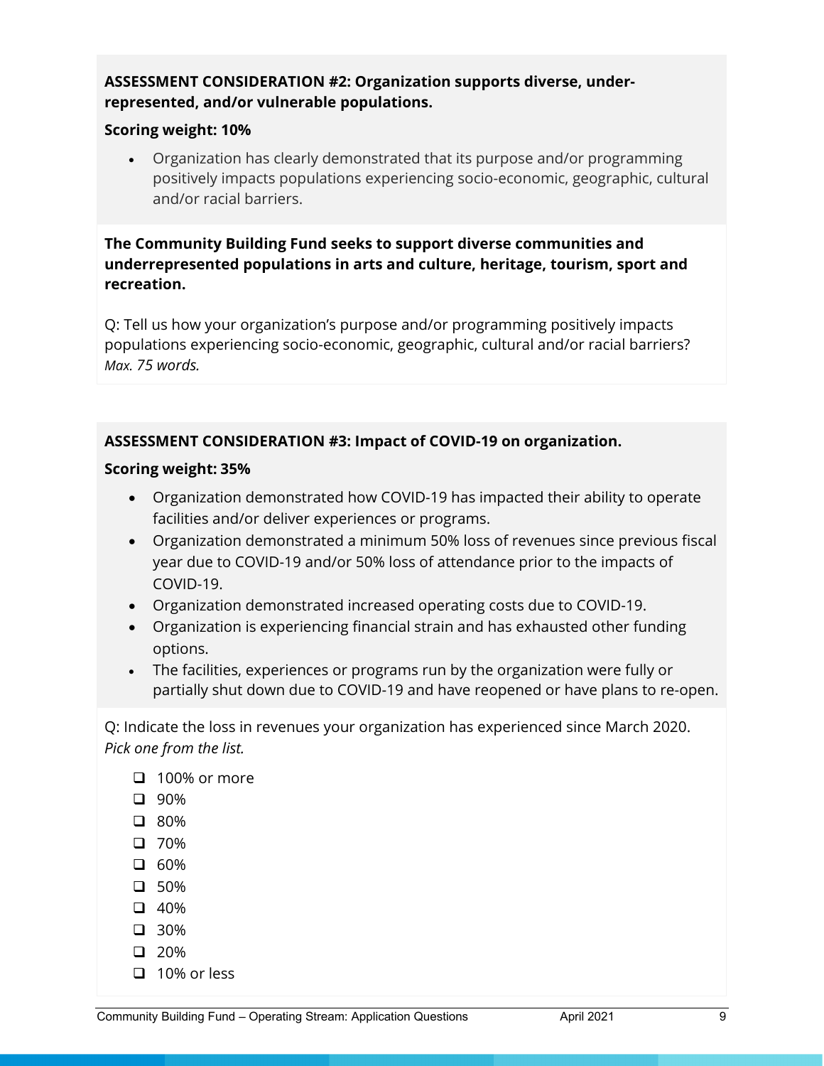**ASSESSMENT CONSIDERATION #2: Organization supports diverse, under-represented, and/or vulnerable populations.**

**Scoring weight: 10%**

- Organization has clearly demonstrated that its purpose and/or programming positively impacts populations experiencing socio-economic, geographic, cultural and/or racial barriers.

**The Community Building Fund seeks to support diverse communities and underrepresented populations in arts and culture, heritage, tourism, sport and recreation.**

Q: Tell us how your organization's purpose and/or programming positively impacts populations experiencing socio-economic, geographic, cultural and/or racial barriers? *Max. 75 words.*

**ASSESSMENT CONSIDERATION #3: Impact of COVID-19 on organization.**

**Scoring weight: 35%**

- Organization demonstrated how COVID-19 has impacted their ability to operate facilities and/or deliver experiences or programs.
- Organization demonstrated a minimum 50% loss of revenues since previous fiscal year due to COVID-19 and/or 50% loss of attendance prior to the impacts of COVID-19.
- Organization demonstrated increased operating costs due to COVID-19.
- Organization is experiencing financial strain and has exhausted other funding options.
- The facilities, experiences or programs run by the organization were fully or partially shut down due to COVID-19 and have reopened or have plans to re-open.

Q: Indicate the loss in revenues your organization has experienced since March 2020. *Pick one from the list.*

- ☐ 100% or more
- ☐ 90%
- ☐ 80%
- ☐ 70%
- ☐ 60%
- ☐ 50%
- ☐ 40%
- ☐ 30%
- ☐ 20%
- ☐ 10% or less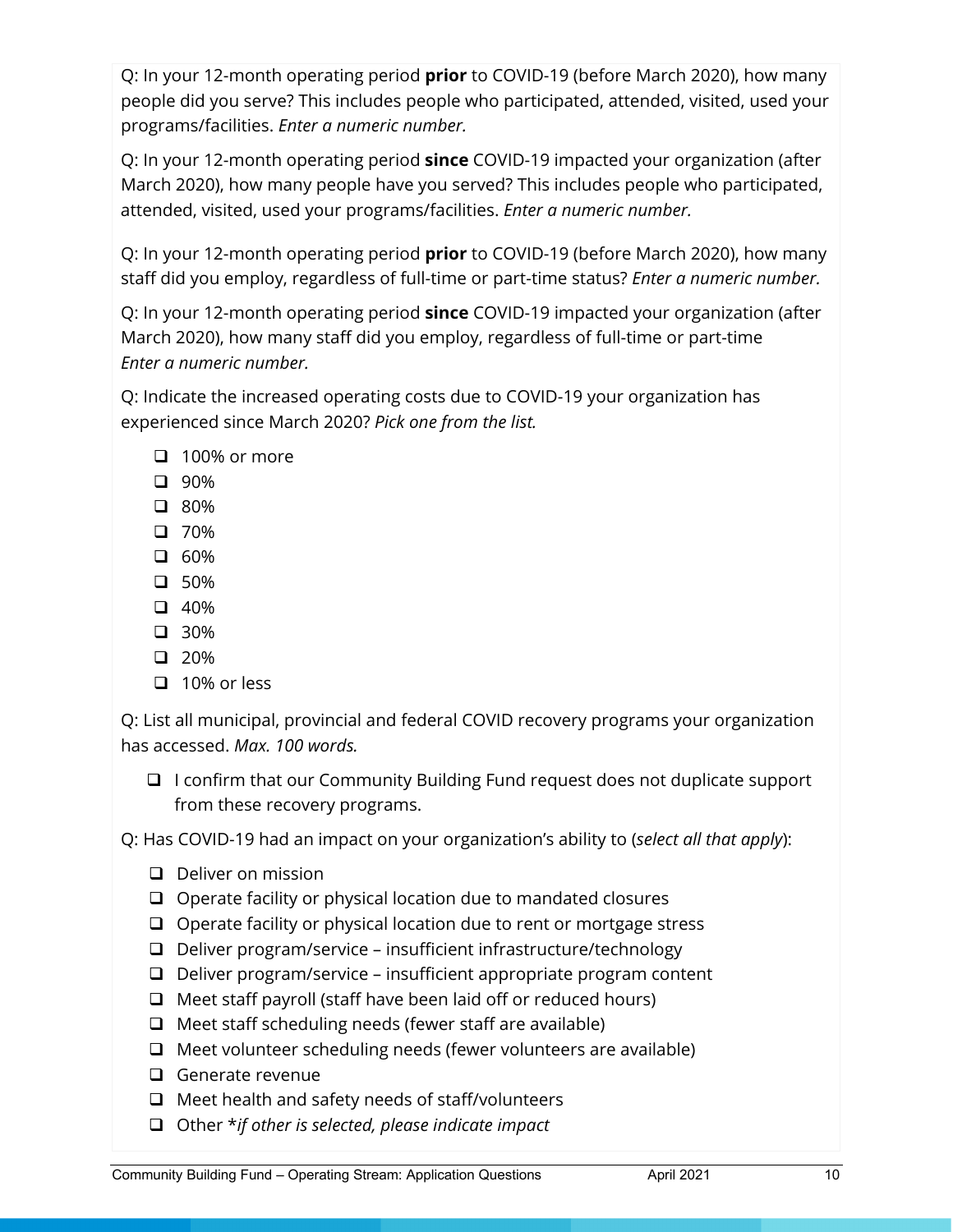Q: In your 12-month operating period **prior** to COVID-19 (before March 2020), how many people did you serve? This includes people who participated, attended, visited, used your programs/facilities. *Enter a numeric number.*

Q: In your 12-month operating period **since** COVID-19 impacted your organization (after March 2020), how many people have you served? This includes people who participated, attended, visited, used your programs/facilities. *Enter a numeric number.*

Q: In your 12-month operating period **prior** to COVID-19 (before March 2020), how many staff did you employ, regardless of full-time or part-time status? *Enter a numeric number.*

Q: In your 12-month operating period **since** COVID-19 impacted your organization (after March 2020), how many staff did you employ, regardless of full-time or part-time *Enter a numeric number.*

Q: Indicate the increased operating costs due to COVID-19 your organization has experienced since March 2020? *Pick one from the list.*

- ❑ 100% or more
- ❑ 90%
- ❑ 80%
- ❑ 70%
- ❑ 60%
- ❑ 50%
- ❑ 40%
- ❑ 30%
- ❑ 20%
- ❑ 10% or less

Q: List all municipal, provincial and federal COVID recovery programs your organization has accessed. *Max. 100 words.*

- ❑ I confirm that our Community Building Fund request does not duplicate support from these recovery programs.

Q: Has COVID-19 had an impact on your organization's ability to (*select all that apply*):

- ❑ Deliver on mission
- ❑ Operate facility or physical location due to mandated closures
- ❑ Operate facility or physical location due to rent or mortgage stress
- ❑ Deliver program/service – insufficient infrastructure/technology
- ❑ Deliver program/service – insufficient appropriate program content
- ❑ Meet staff payroll (staff have been laid off or reduced hours)
- ❑ Meet staff scheduling needs (fewer staff are available)
- ❑ Meet volunteer scheduling needs (fewer volunteers are available)
- ❑ Generate revenue
- ❑ Meet health and safety needs of staff/volunteers
- ❑ Other **if other is selected, please indicate impact*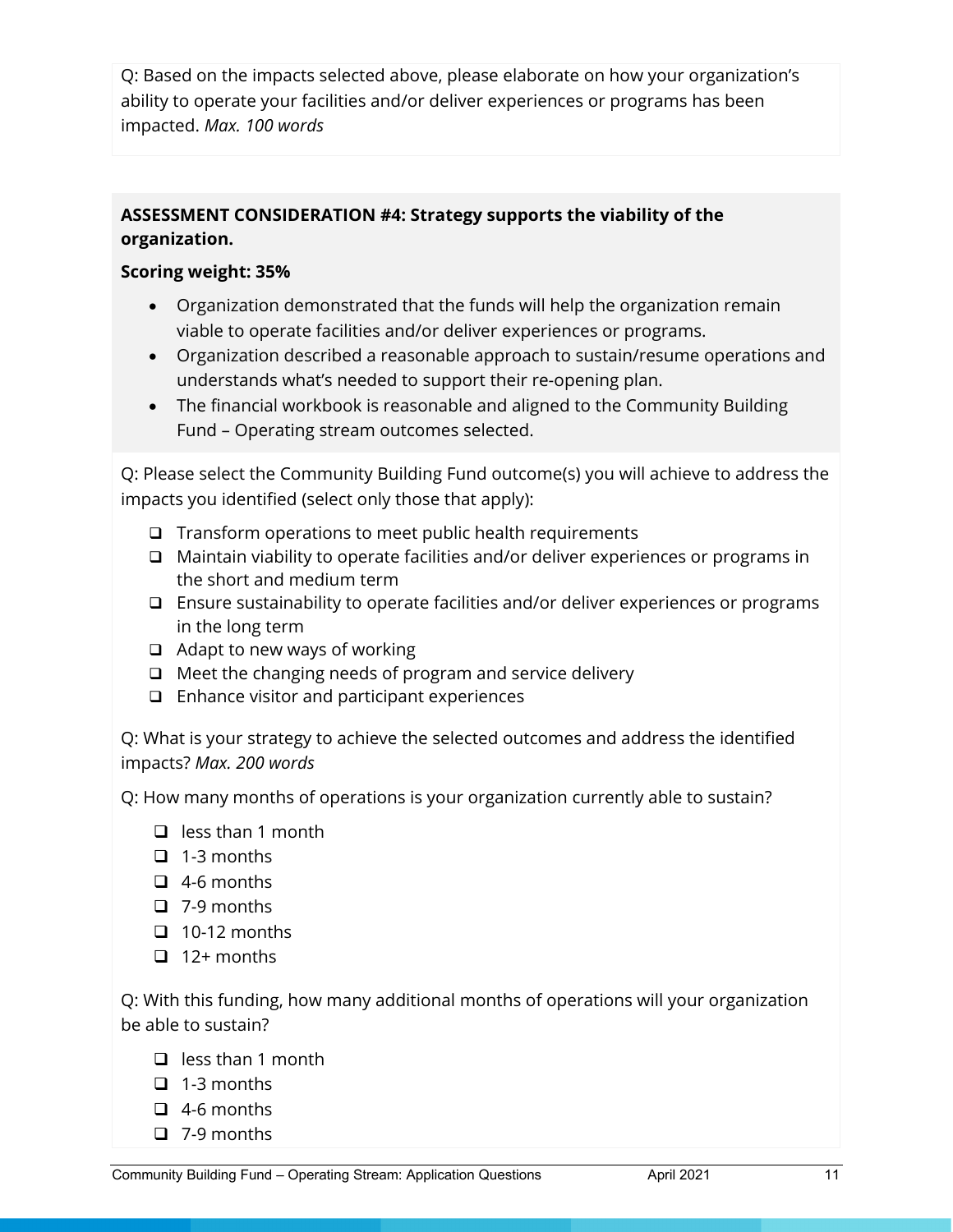Q: Based on the impacts selected above, please elaborate on how your organization's ability to operate your facilities and/or deliver experiences or programs has been impacted. *Max. 100 words*

**ASSESSMENT CONSIDERATION #4: Strategy supports the viability of the organization.**

**Scoring weight: 35%**

- Organization demonstrated that the funds will help the organization remain viable to operate facilities and/or deliver experiences or programs.
- Organization described a reasonable approach to sustain/resume operations and understands what's needed to support their re-opening plan.
- The financial workbook is reasonable and aligned to the Community Building Fund – Operating stream outcomes selected.

Q: Please select the Community Building Fund outcome(s) you will achieve to address the impacts you identified (select only those that apply):

- ❑ Transform operations to meet public health requirements
- ❑ Maintain viability to operate facilities and/or deliver experiences or programs in the short and medium term
- ❑ Ensure sustainability to operate facilities and/or deliver experiences or programs in the long term
- ❑ Adapt to new ways of working
- ❑ Meet the changing needs of program and service delivery
- ❑ Enhance visitor and participant experiences

Q: What is your strategy to achieve the selected outcomes and address the identified impacts? *Max. 200 words*

Q: How many months of operations is your organization currently able to sustain?

- ❑ less than 1 month
- ❑ 1-3 months
- ❑ 4-6 months
- ❑ 7-9 months
- ❑ 10-12 months
- ❑ 12+ months

Q: With this funding, how many additional months of operations will your organization be able to sustain?

- ❑ less than 1 month
- ❑ 1-3 months
- ❑ 4-6 months
- ❑ 7-9 months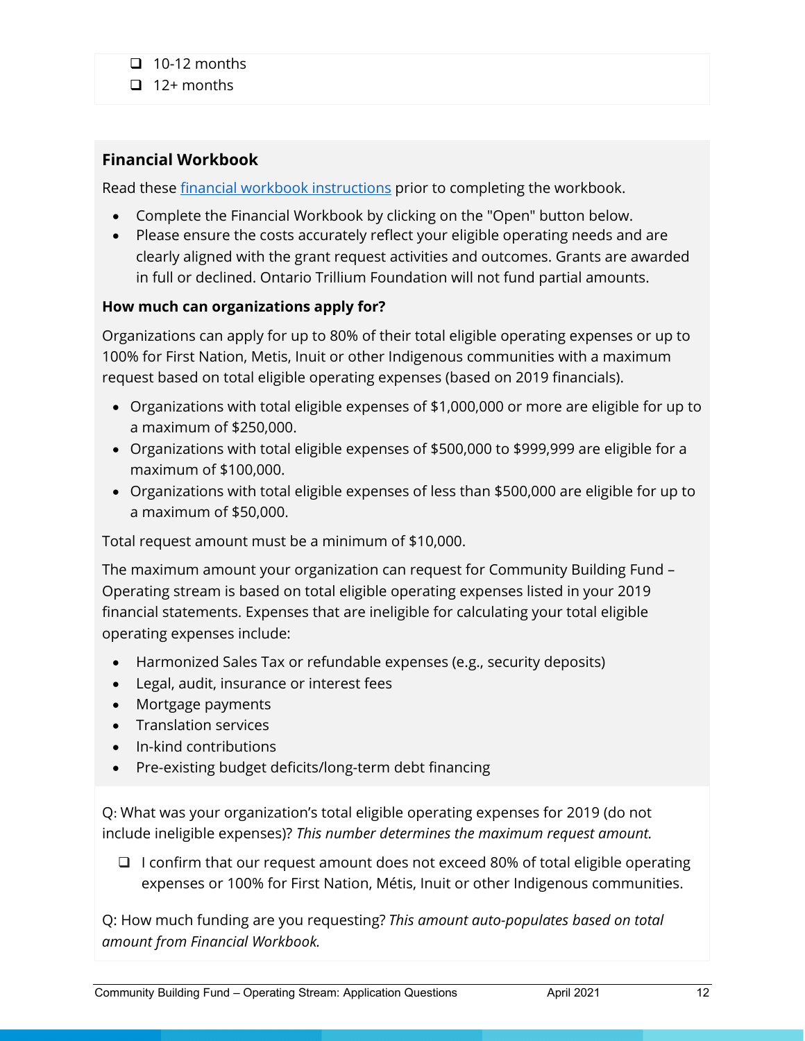- ❑ 10-12 months
- ❑ 12+ months

### Financial Workbook

Read these [financial workbook instructions]() prior to completing the workbook.

- Complete the Financial Workbook by clicking on the "Open" button below.
- Please ensure the costs accurately reflect your eligible operating needs and are clearly aligned with the grant request activities and outcomes. Grants are awarded in full or declined. Ontario Trillium Foundation will not fund partial amounts.

**How much can organizations apply for?**

Organizations can apply for up to 80% of their total eligible operating expenses or up to 100% for First Nation, Metis, Inuit or other Indigenous communities with a maximum request based on total eligible operating expenses (based on 2019 financials).

- Organizations with total eligible expenses of $1,000,000 or more are eligible for up to a maximum of $250,000.
- Organizations with total eligible expenses of $500,000 to $999,999 are eligible for a maximum of $100,000.
- Organizations with total eligible expenses of less than $500,000 are eligible for up to a maximum of $50,000.

Total request amount must be a minimum of $10,000.

The maximum amount your organization can request for Community Building Fund – Operating stream is based on total eligible operating expenses listed in your 2019 financial statements. Expenses that are ineligible for calculating your total eligible operating expenses include:

- Harmonized Sales Tax or refundable expenses (e.g., security deposits)
- Legal, audit, insurance or interest fees
- Mortgage payments
- Translation services
- In-kind contributions
- Pre-existing budget deficits/long-term debt financing

Q: What was your organization's total eligible operating expenses for 2019 (do not include ineligible expenses)? *This number determines the maximum request amount.*

- ❑ I confirm that our request amount does not exceed 80% of total eligible operating expenses or 100% for First Nation, Métis, Inuit or other Indigenous communities.

Q: How much funding are you requesting? *This amount auto-populates based on total amount from Financial Workbook.*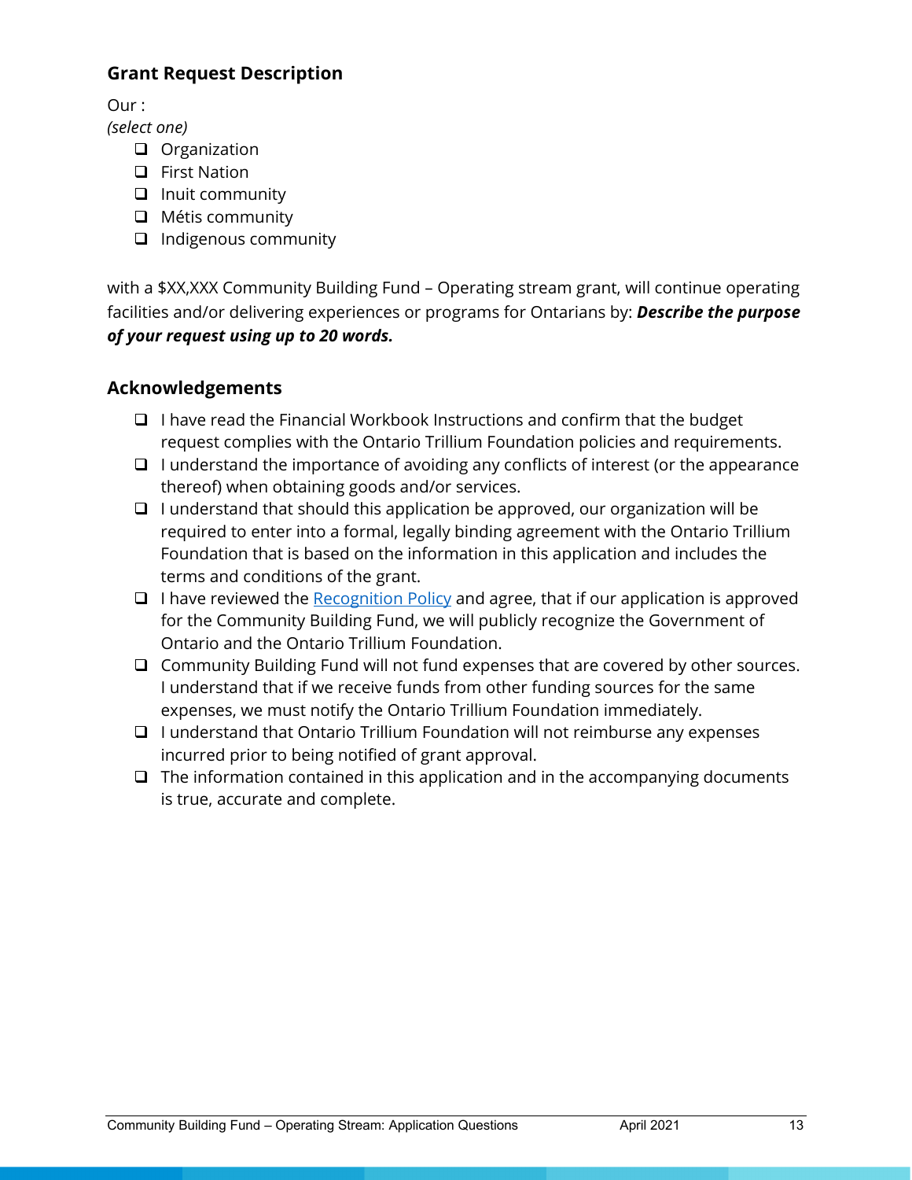### Grant Request Description

Our :
*(select one)*

- ❑ Organization
- ❑ First Nation
- ❑ Inuit community
- ❑ Métis community
- ❑ Indigenous community

with a $XX,XXX Community Building Fund – Operating stream grant, will continue operating facilities and/or delivering experiences or programs for Ontarians by: ***Describe the purpose of your request using up to 20 words.***

### Acknowledgements

- ❑ I have read the Financial Workbook Instructions and confirm that the budget request complies with the Ontario Trillium Foundation policies and requirements.
- ❑ I understand the importance of avoiding any conflicts of interest (or the appearance thereof) when obtaining goods and/or services.
- ❑ I understand that should this application be approved, our organization will be required to enter into a formal, legally binding agreement with the Ontario Trillium Foundation that is based on the information in this application and includes the terms and conditions of the grant.
- ❑ I have reviewed the Recognition Policy and agree, that if our application is approved for the Community Building Fund, we will publicly recognize the Government of Ontario and the Ontario Trillium Foundation.
- ❑ Community Building Fund will not fund expenses that are covered by other sources. I understand that if we receive funds from other funding sources for the same expenses, we must notify the Ontario Trillium Foundation immediately.
- ❑ I understand that Ontario Trillium Foundation will not reimburse any expenses incurred prior to being notified of grant approval.
- ❑ The information contained in this application and in the accompanying documents is true, accurate and complete.